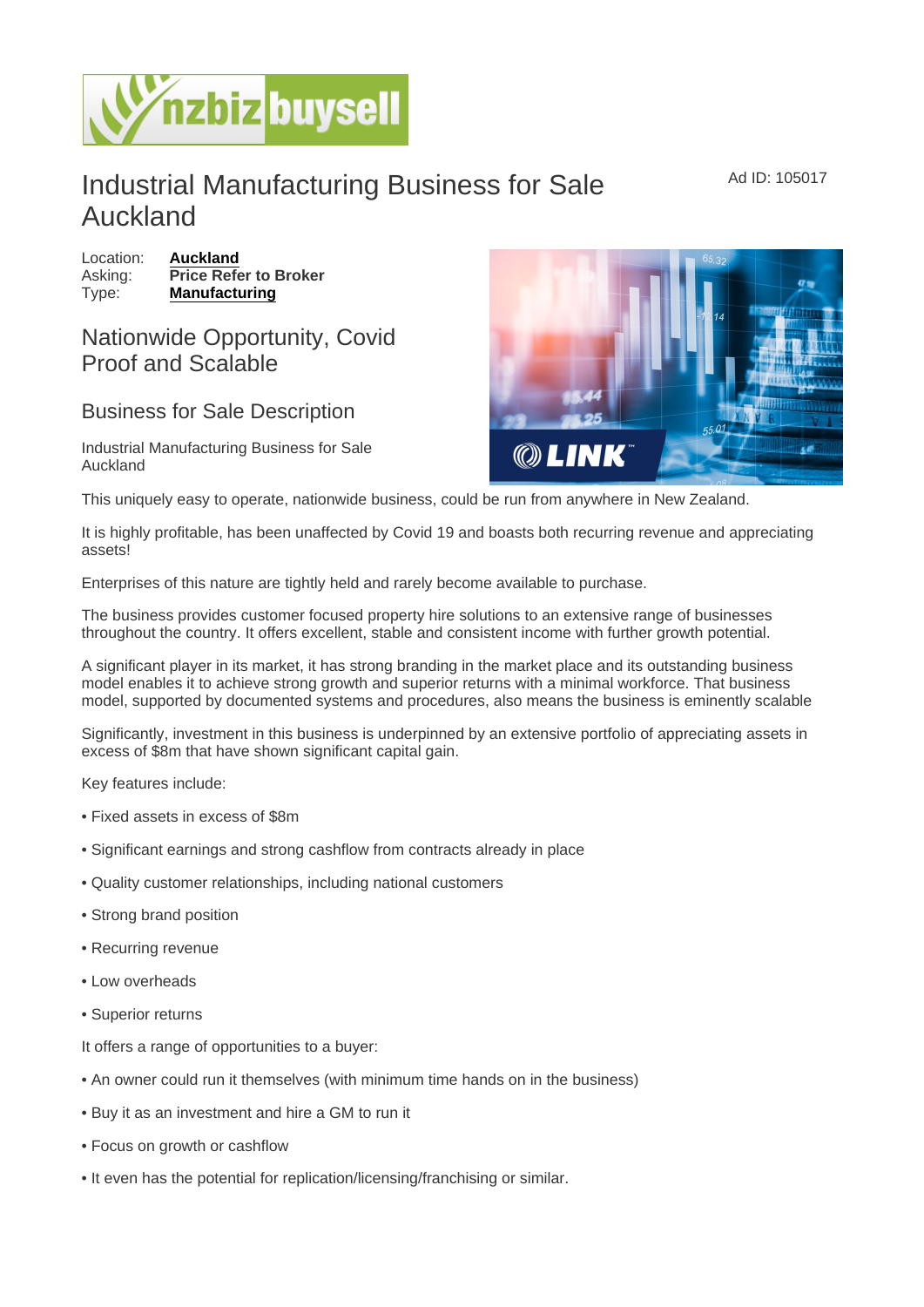# Industrial Manufacturing Business for Sale Auckland

Ad ID: 105017

Location: **Auckland**
Asking: **Price Refer to Broker**
Type: **Manufacturing**

## Nationwide Opportunity, Covid Proof and Scalable

### Business for Sale Description

Industrial Manufacturing Business for Sale Auckland

This uniquely easy to operate, nationwide business, could be run from anywhere in New Zealand.

It is highly profitable, has been unaffected by Covid 19 and boasts both recurring revenue and appreciating assets!

Enterprises of this nature are tightly held and rarely become available to purchase.

The business provides customer focused property hire solutions to an extensive range of businesses throughout the country. It offers excellent, stable and consistent income with further growth potential.

A significant player in its market, it has strong branding in the market place and its outstanding business model enables it to achieve strong growth and superior returns with a minimal workforce. That business model, supported by documented systems and procedures, also means the business is eminently scalable

Significantly, investment in this business is underpinned by an extensive portfolio of appreciating assets in excess of $8m that have shown significant capital gain.

Key features include:

• Fixed assets in excess of $8m

• Significant earnings and strong cashflow from contracts already in place

• Quality customer relationships, including national customers

• Strong brand position

• Recurring revenue

• Low overheads

• Superior returns

It offers a range of opportunities to a buyer:

• An owner could run it themselves (with minimum time hands on in the business)

• Buy it as an investment and hire a GM to run it

• Focus on growth or cashflow

• It even has the potential for replication/licensing/franchising or similar.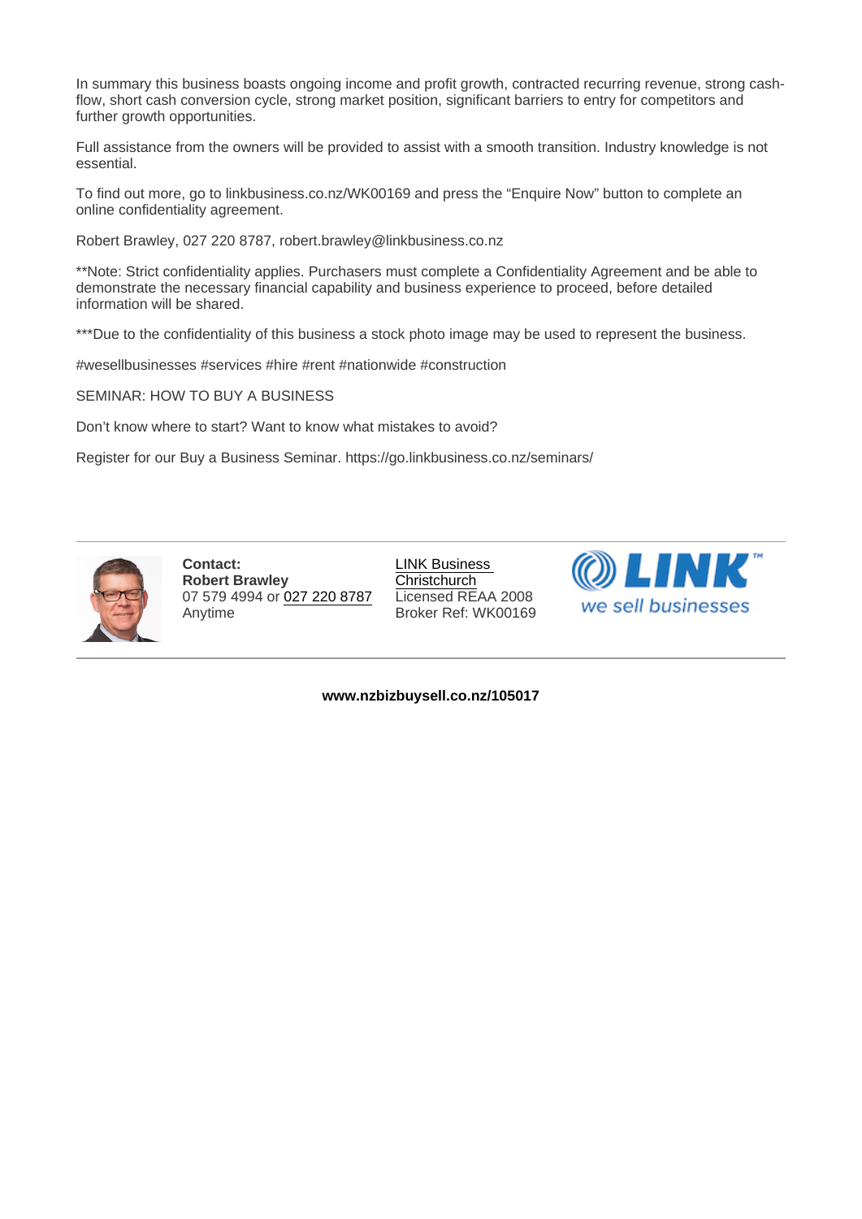In summary this business boasts ongoing income and profit growth, contracted recurring revenue, strong cash-flow, short cash conversion cycle, strong market position, significant barriers to entry for competitors and further growth opportunities.

Full assistance from the owners will be provided to assist with a smooth transition. Industry knowledge is not essential.

To find out more, go to linkbusiness.co.nz/WK00169 and press the “Enquire Now” button to complete an online confidentiality agreement.

Robert Brawley, 027 220 8787, robert.brawley@linkbusiness.co.nz

**Note: Strict confidentiality applies. Purchasers must complete a Confidentiality Agreement and be able to demonstrate the necessary financial capability and business experience to proceed, before detailed information will be shared.

***Due to the confidentiality of this business a stock photo image may be used to represent the business.

#wesellbusinesses #services #hire #rent #nationwide #construction

SEMINAR: HOW TO BUY A BUSINESS

Don’t know where to start? Want to know what mistakes to avoid?

Register for our Buy a Business Seminar. https://go.linkbusiness.co.nz/seminars/

---

**Contact:**
**Robert Brawley**
07 579 4994 or 027 220 8787
Anytime

LINK Business Christchurch
Licensed REAA 2008
Broker Ref: WK00169

LINK™
we sell businesses

---

**www.nzbizbuysell.co.nz/105017**